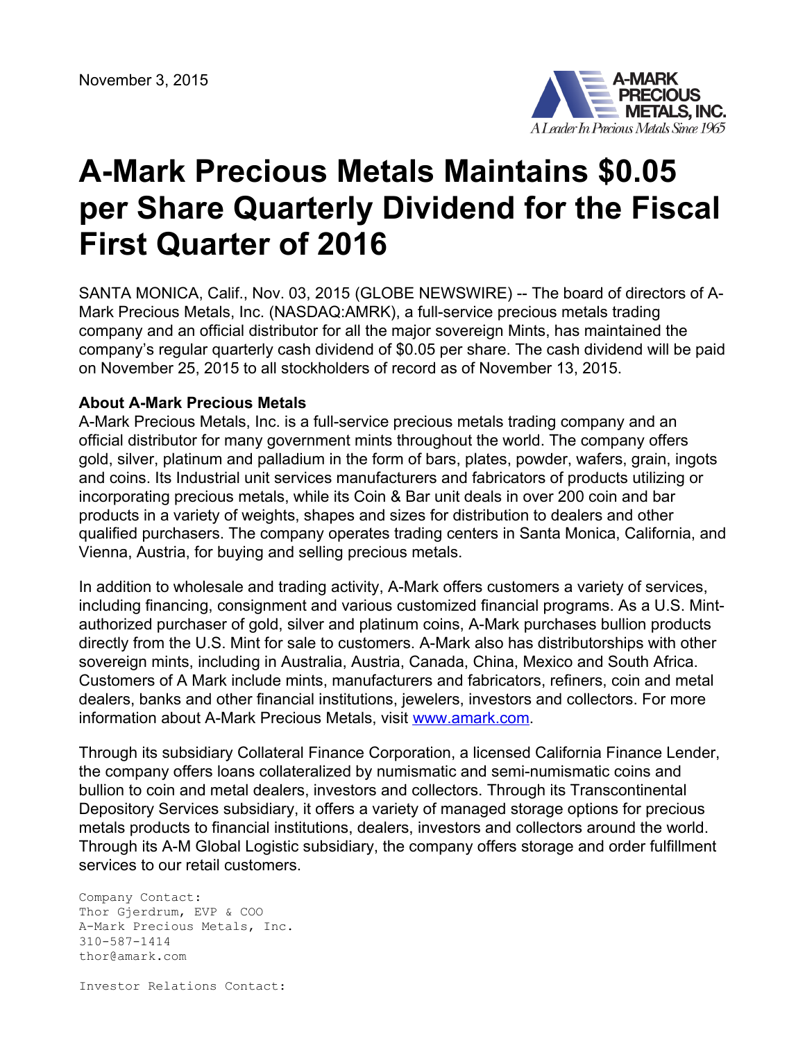November 3, 2015

A-MARK PRECIOUS METALS, INC.
*A Leader In Precious Metals Since 1965*

# A-Mark Precious Metals Maintains $0.05 per Share Quarterly Dividend for the Fiscal First Quarter of 2016

SANTA MONICA, Calif., Nov. 03, 2015 (GLOBE NEWSWIRE) -- The board of directors of A-Mark Precious Metals, Inc. (NASDAQ:AMRK), a full-service precious metals trading company and an official distributor for all the major sovereign Mints, has maintained the company's regular quarterly cash dividend of $0.05 per share. The cash dividend will be paid on November 25, 2015 to all stockholders of record as of November 13, 2015.

**About A-Mark Precious Metals**

A-Mark Precious Metals, Inc. is a full-service precious metals trading company and an official distributor for many government mints throughout the world. The company offers gold, silver, platinum and palladium in the form of bars, plates, powder, wafers, grain, ingots and coins. Its Industrial unit services manufacturers and fabricators of products utilizing or incorporating precious metals, while its Coin & Bar unit deals in over 200 coin and bar products in a variety of weights, shapes and sizes for distribution to dealers and other qualified purchasers. The company operates trading centers in Santa Monica, California, and Vienna, Austria, for buying and selling precious metals.

In addition to wholesale and trading activity, A-Mark offers customers a variety of services, including financing, consignment and various customized financial programs. As a U.S. Mint-authorized purchaser of gold, silver and platinum coins, A-Mark purchases bullion products directly from the U.S. Mint for sale to customers. A-Mark also has distributorships with other sovereign mints, including in Australia, Austria, Canada, China, Mexico and South Africa. Customers of A Mark include mints, manufacturers and fabricators, refiners, coin and metal dealers, banks and other financial institutions, jewelers, investors and collectors. For more information about A-Mark Precious Metals, visit www.amark.com.

Through its subsidiary Collateral Finance Corporation, a licensed California Finance Lender, the company offers loans collateralized by numismatic and semi-numismatic coins and bullion to coin and metal dealers, investors and collectors. Through its Transcontinental Depository Services subsidiary, it offers a variety of managed storage options for precious metals products to financial institutions, dealers, investors and collectors around the world. Through its A-M Global Logistic subsidiary, the company offers storage and order fulfillment services to our retail customers.

```
Company Contact:
Thor Gjerdrum, EVP & COO
A-Mark Precious Metals, Inc.
310-587-1414
thor@amark.com

Investor Relations Contact:
```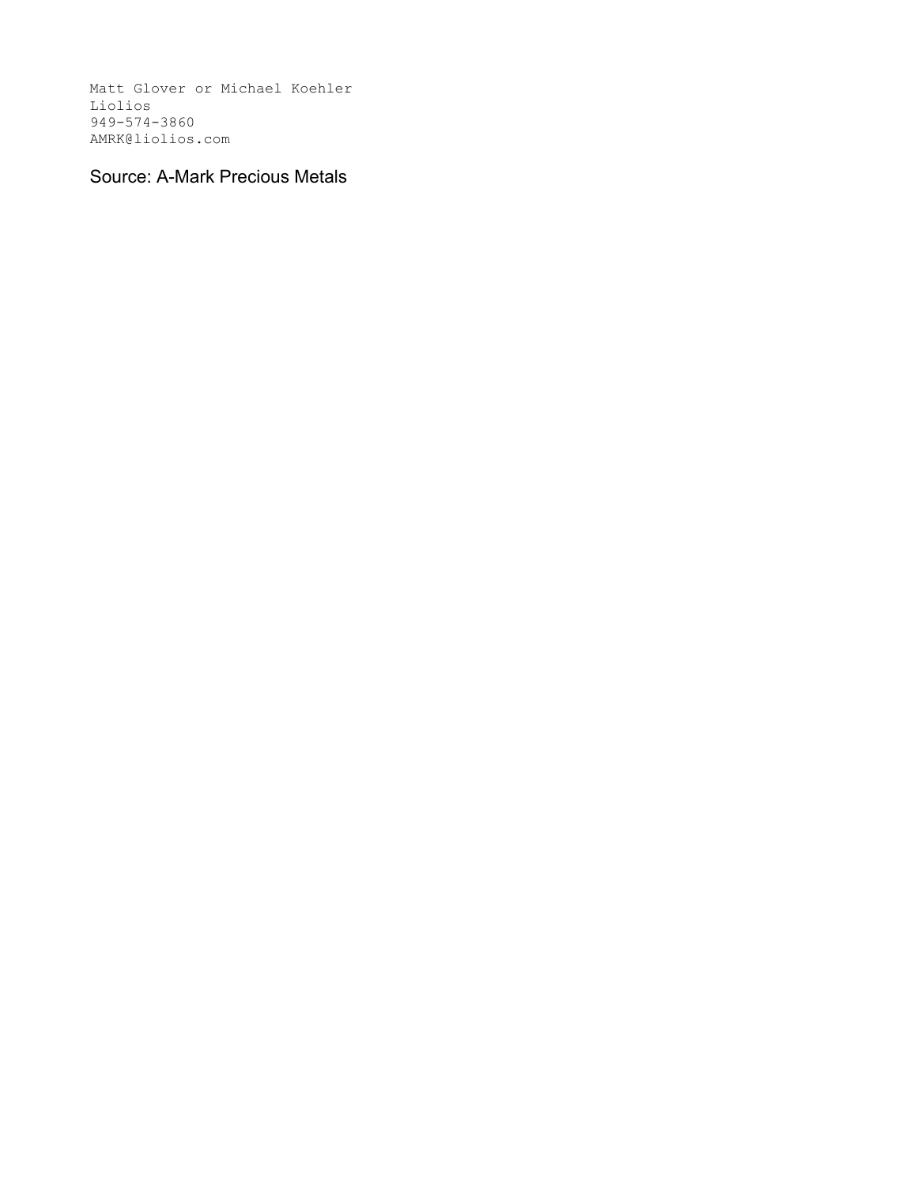Matt Glover or Michael Koehler
Liolios
949-574-3860
AMRK@liolios.com

Source: A-Mark Precious Metals